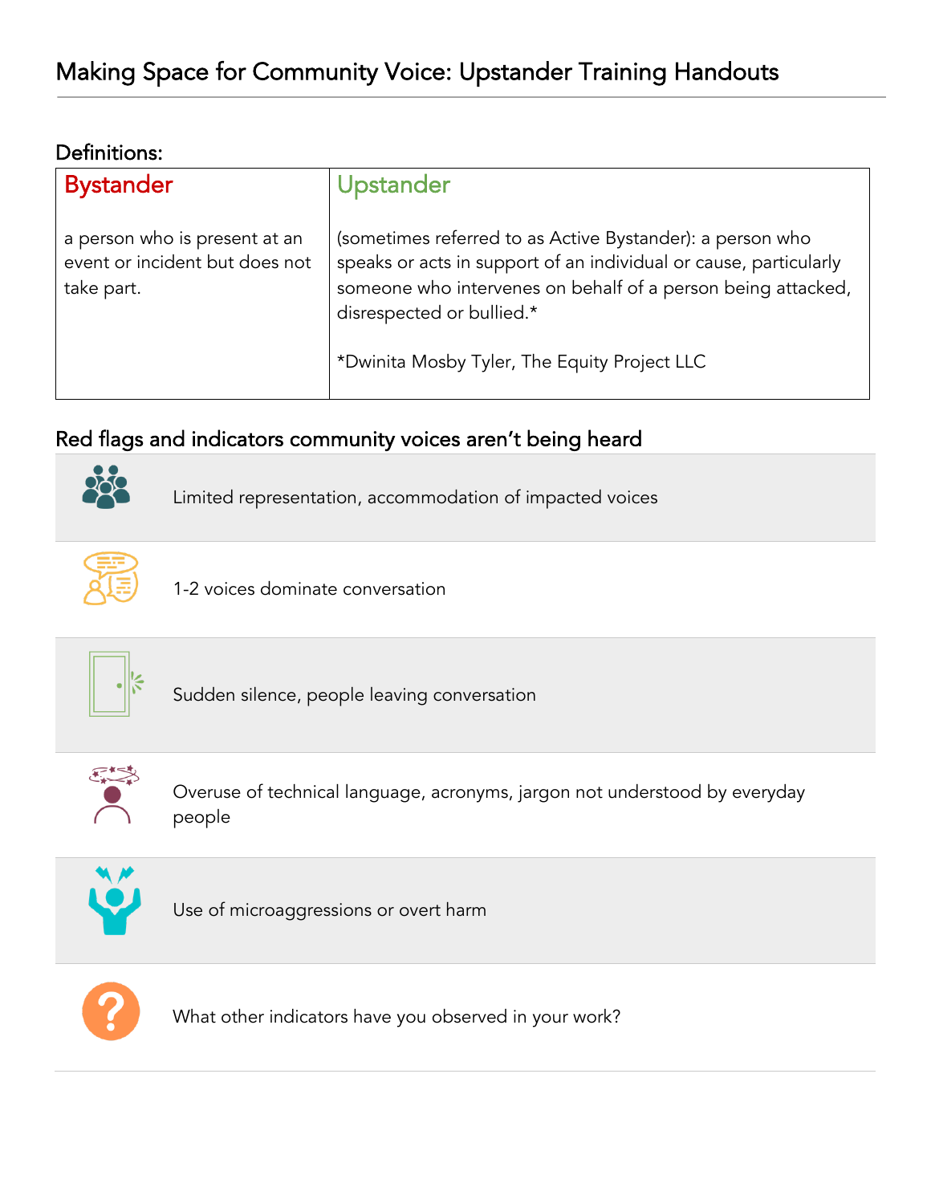# Making Space for Community Voice: Upstander Training Handouts

## Definitions:

| Bystander | Upstander |
| --- | --- |
| a person who is present at an event or incident but does not take part. | (sometimes referred to as Active Bystander): a person who speaks or acts in support of an individual or cause, particularly someone who intervenes on behalf of a person being attacked, disrespected or bullied.* <br><br> *Dwinita Mosby Tyler, The Equity Project LLC |

## Red flags and indicators community voices aren't being heard

- Limited representation, accommodation of impacted voices
- 1-2 voices dominate conversation
- Sudden silence, people leaving conversation
- Overuse of technical language, acronyms, jargon not understood by everyday people
- Use of microaggressions or overt harm
- What other indicators have you observed in your work?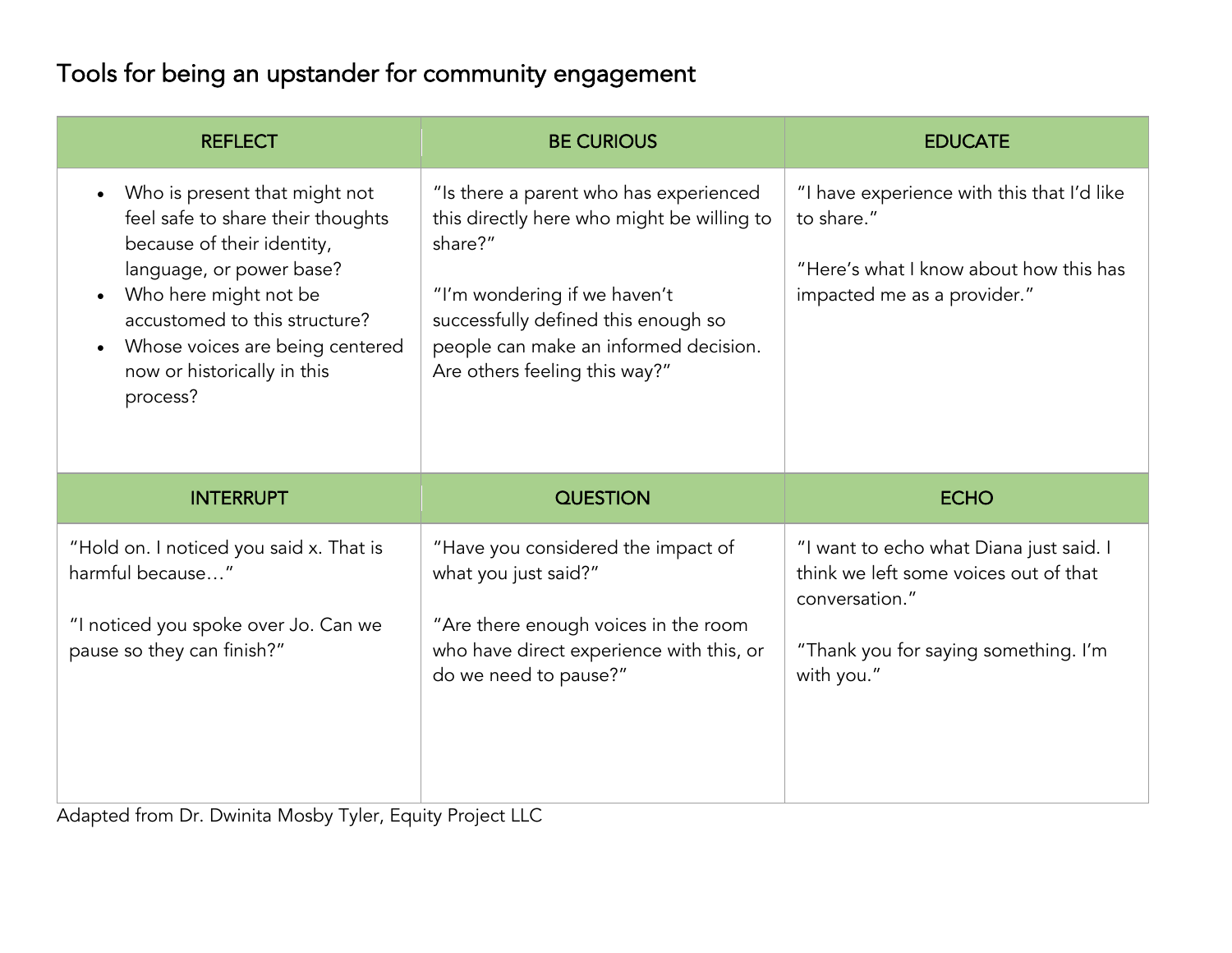# Tools for being an upstander for community engagement

| REFLECT | BE CURIOUS | EDUCATE |
|---|---|---|
| • Who is present that might not feel safe to share their thoughts because of their identity, language, or power base?<br>• Who here might not be accustomed to this structure?<br>• Whose voices are being centered now or historically in this process? | "Is there a parent who has experienced this directly here who might be willing to share?"<br><br>"I'm wondering if we haven't successfully defined this enough so people can make an informed decision. Are others feeling this way?" | "I have experience with this that I'd like to share."<br><br>"Here's what I know about how this has impacted me as a provider." |
| **INTERRUPT** | **QUESTION** | **ECHO** |
| "Hold on. I noticed you said x. That is harmful because…"<br><br>"I noticed you spoke over Jo. Can we pause so they can finish?" | "Have you considered the impact of what you just said?"<br><br>"Are there enough voices in the room who have direct experience with this, or do we need to pause?" | "I want to echo what Diana just said. I think we left some voices out of that conversation."<br><br>"Thank you for saying something. I'm with you." |

Adapted from Dr. Dwinita Mosby Tyler, Equity Project LLC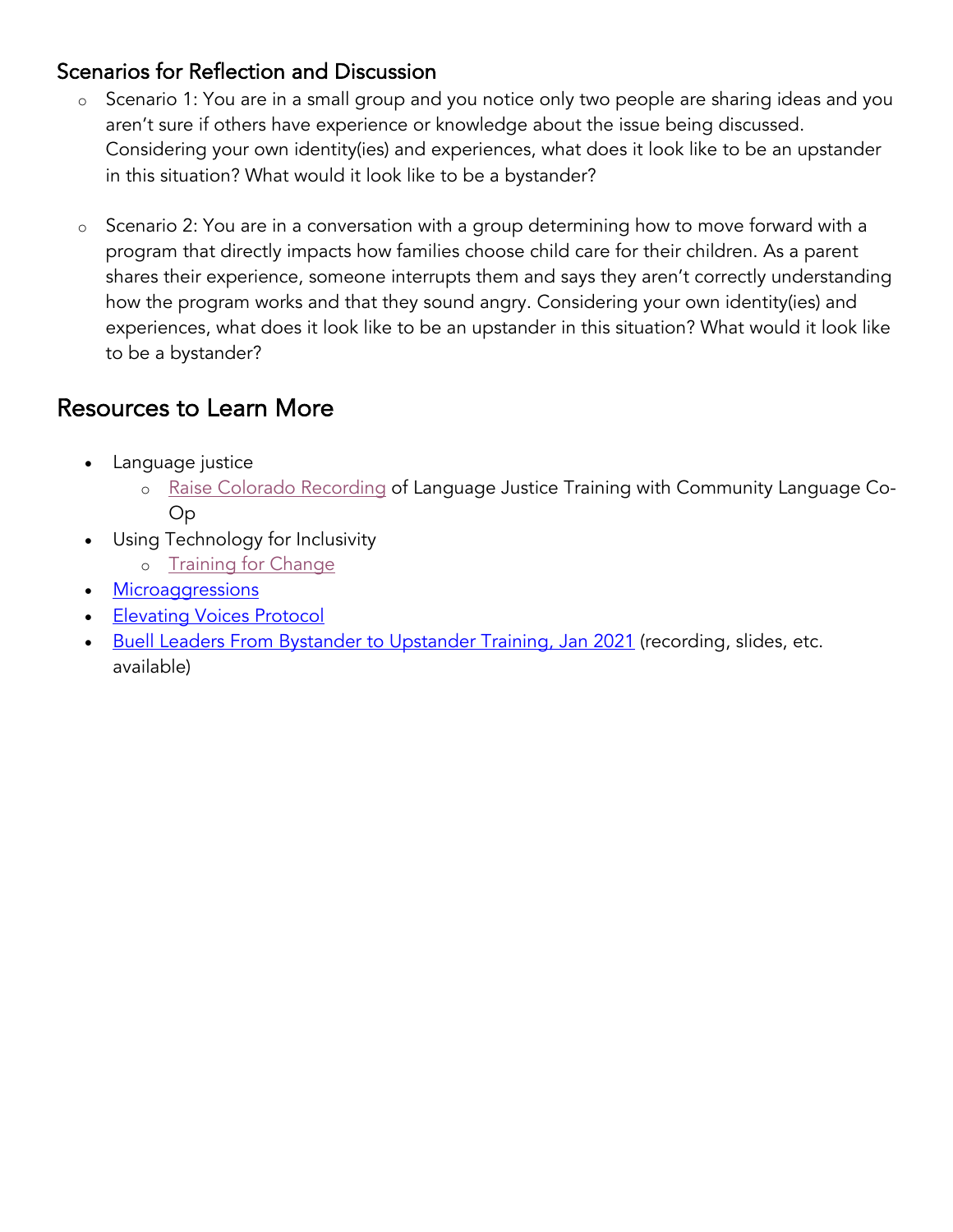### Scenarios for Reflection and Discussion

- Scenario 1: You are in a small group and you notice only two people are sharing ideas and you aren't sure if others have experience or knowledge about the issue being discussed. Considering your own identity(ies) and experiences, what does it look like to be an upstander in this situation? What would it look like to be a bystander?

- Scenario 2: You are in a conversation with a group determining how to move forward with a program that directly impacts how families choose child care for their children. As a parent shares their experience, someone interrupts them and says they aren't correctly understanding how the program works and that they sound angry. Considering your own identity(ies) and experiences, what does it look like to be an upstander in this situation? What would it look like to be a bystander?

## Resources to Learn More

- Language justice
  - Raise Colorado Recording of Language Justice Training with Community Language Co-Op
- Using Technology for Inclusivity
  - Training for Change
- Microaggressions
- Elevating Voices Protocol
- Buell Leaders From Bystander to Upstander Training, Jan 2021 (recording, slides, etc. available)